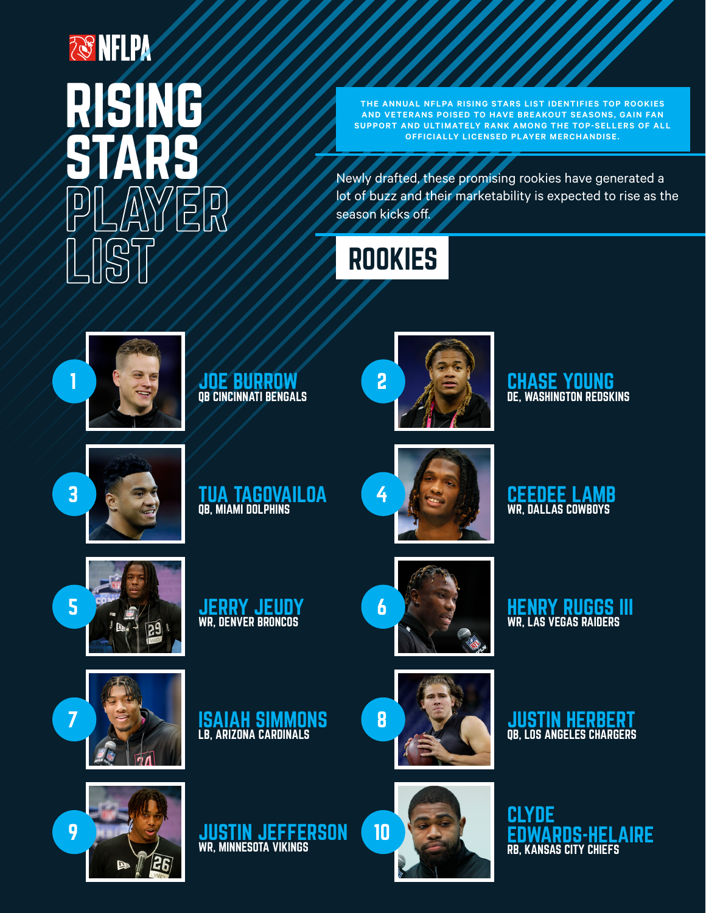NFLPA

# RISING STARS PLAYER LIST

**THE ANNUAL NFLPA RISING STARS LIST IDENTIFIES TOP ROOKIES AND VETERANS POISED TO HAVE BREAKOUT SEASONS, GAIN FAN SUPPORT AND ULTIMATELY RANK AMONG THE TOP-SELLERS OF ALL OFFICIALLY LICENSED PLAYER MERCHANDISE.**

Newly drafted, these promising rookies have generated a lot of buzz and their marketability is expected to rise as the season kicks off.

## ROOKIES

1. **JOE BURROW**
   QB CINCINNATI BENGALS

2. **CHASE YOUNG**
   DE, WASHINGTON REDSKINS

3. **TUA TAGOVAILOA**
   QB, MIAMI DOLPHINS

4. **CEEDEE LAMB**
   WR, DALLAS COWBOYS

5. **JERRY JEUDY**
   WR, DENVER BRONCOS

6. **HENRY RUGGS III**
   WR, LAS VEGAS RAIDERS

7. **ISAIAH SIMMONS**
   LB, ARIZONA CARDINALS

8. **JUSTIN HERBERT**
   QB, LOS ANGELES CHARGERS

9. **JUSTIN JEFFERSON**
   WR, MINNESOTA VIKINGS

10. **CLYDE EDWARDS-HELAIRE**
    RB, KANSAS CITY CHIEFS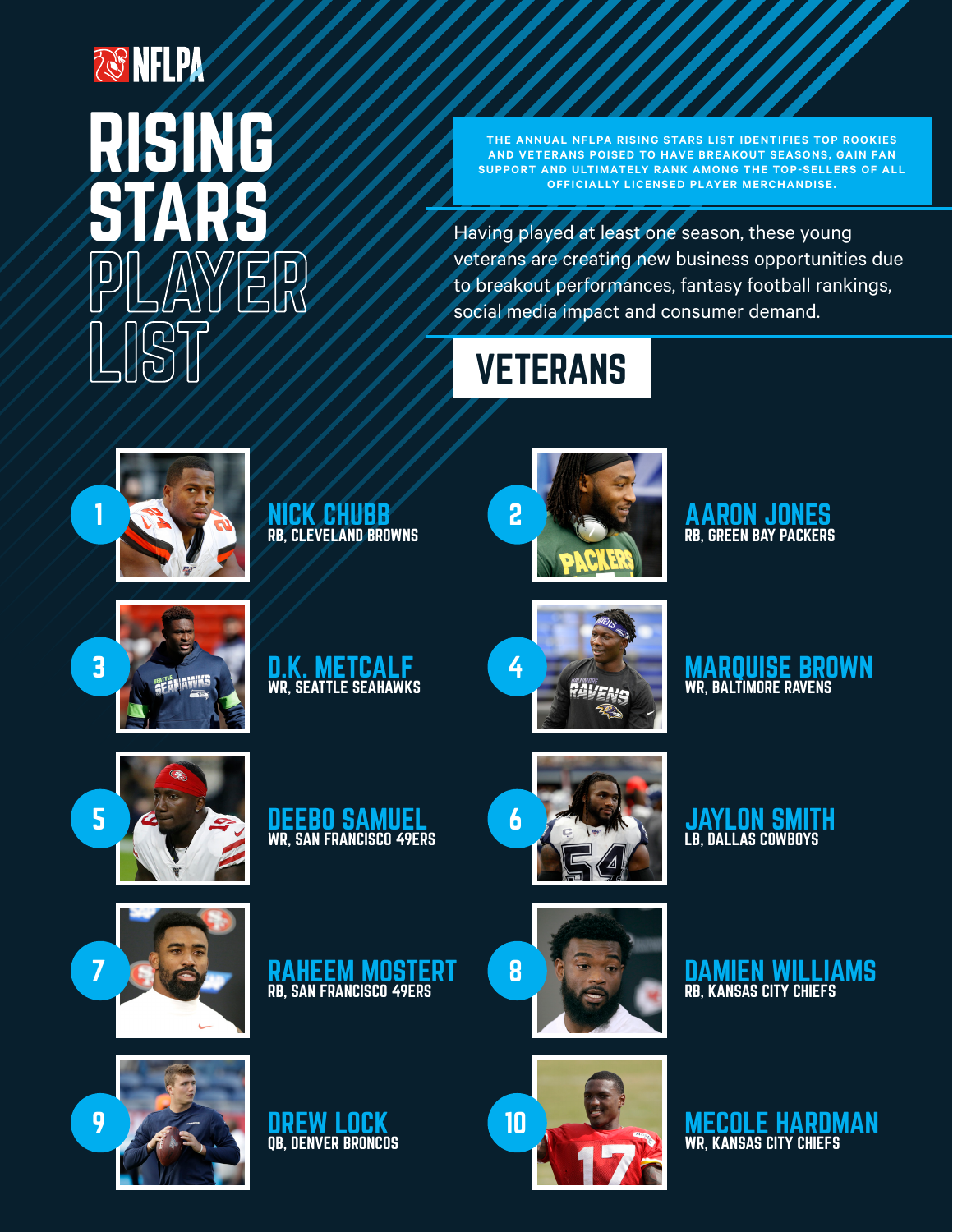NFLPA

# RISING STARS PLAYER LIST

THE ANNUAL NFLPA RISING STARS LIST IDENTIFIES TOP ROOKIES AND VETERANS POISED TO HAVE BREAKOUT SEASONS, GAIN FAN SUPPORT AND ULTIMATELY RANK AMONG THE TOP-SELLERS OF ALL OFFICIALLY LICENSED PLAYER MERCHANDISE.

Having played at least one season, these young veterans are creating new business opportunities due to breakout performances, fantasy football rankings, social media impact and consumer demand.

## VETERANS

1. **NICK CHUBB**
   RB, CLEVELAND BROWNS

2. **AARON JONES**
   RB, GREEN BAY PACKERS

3. **D.K. METCALF**
   WR, SEATTLE SEAHAWKS

4. **MARQUISE BROWN**
   WR, BALTIMORE RAVENS

5. **DEEBO SAMUEL**
   WR, SAN FRANCISCO 49ERS

6. **JAYLON SMITH**
   LB, DALLAS COWBOYS

7. **RAHEEM MOSTERT**
   RB, SAN FRANCISCO 49ERS

8. **DAMIEN WILLIAMS**
   RB, KANSAS CITY CHIEFS

9. **DREW LOCK**
   QB, DENVER BRONCOS

10. **MECOLE HARDMAN**
    WR, KANSAS CITY CHIEFS